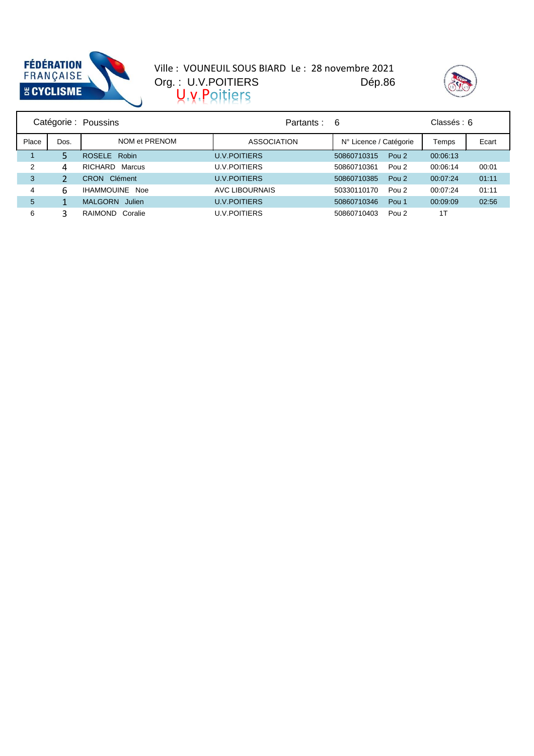FÉDÉRATION FRANÇAISE DE CYCLISME

Ville : VOUNEUIL SOUS BIARD Le : 28 novembre 2021
Org. : U.V.POITIERS Dép.86
U.v.Poitiers

| Catégorie : Poussins | | | Partants : 6 | | | Classés : 6 | |
|---|---|---|---|---|---|---|---|
| Place | Dos. | NOM et PRENOM | ASSOCIATION | N° Licence / Catégorie | | Temps | Ecart |
| 1 | 5 | ROSELE Robin | U.V.POITIERS | 50860710315 | Pou 2 | 00:06:13 | |
| 2 | 4 | RICHARD Marcus | U.V.POITIERS | 50860710361 | Pou 2 | 00:06:14 | 00:01 |
| 3 | 2 | CRON Clément | U.V.POITIERS | 50860710385 | Pou 2 | 00:07:24 | 01:11 |
| 4 | 6 | IHAMMOUINE Noe | AVC LIBOURNAIS | 50330110170 | Pou 2 | 00:07:24 | 01:11 |
| 5 | 1 | MALGORN Julien | U.V.POITIERS | 50860710346 | Pou 1 | 00:09:09 | 02:56 |
| 6 | 3 | RAIMOND Coralie | U.V.POITIERS | 50860710403 | Pou 2 | 1T | |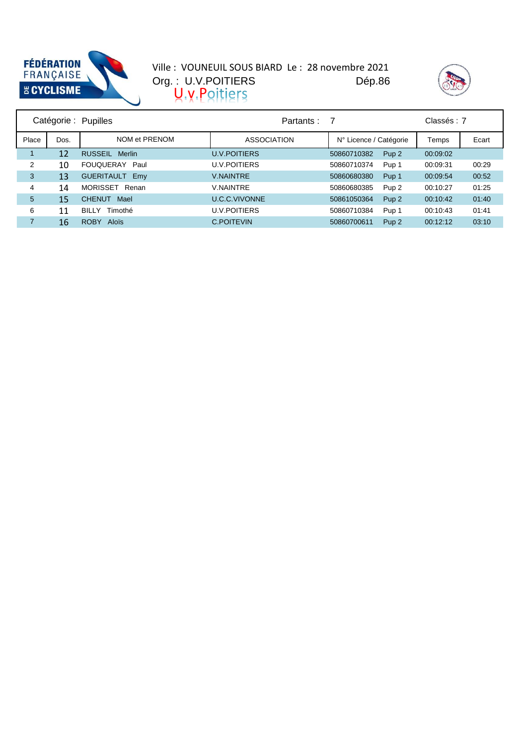FÉDÉRATION FRANÇAISE DE CYCLISME

Ville : VOUNEUIL SOUS BIARD Le : 28 novembre 2021
Org. : U.V.POITIERS Dép.86
U.v.Poitiers

| Catégorie : Pupilles | | | Partants : 7 | | | Classés : 7 | |
|---|---|---|---|---|---|---|---|
| Place | Dos. | NOM et PRENOM | ASSOCIATION | N° Licence / Catégorie | | Temps | Ecart |
| 1 | 12 | RUSSEIL Merlin | U.V.POITIERS | 50860710382 | Pup 2 | 00:09:02 | |
| 2 | 10 | FOUQUERAY Paul | U.V.POITIERS | 50860710374 | Pup 1 | 00:09:31 | 00:29 |
| 3 | 13 | GUERITAULT Emy | V.NAINTRE | 50860680380 | Pup 1 | 00:09:54 | 00:52 |
| 4 | 14 | MORISSET Renan | V.NAINTRE | 50860680385 | Pup 2 | 00:10:27 | 01:25 |
| 5 | 15 | CHENUT Mael | U.C.C.VIVONNE | 50861050364 | Pup 2 | 00:10:42 | 01:40 |
| 6 | 11 | BILLY Timothé | U.V.POITIERS | 50860710384 | Pup 1 | 00:10:43 | 01:41 |
| 7 | 16 | ROBY Aloïs | C.POITEVIN | 50860700611 | Pup 2 | 00:12:12 | 03:10 |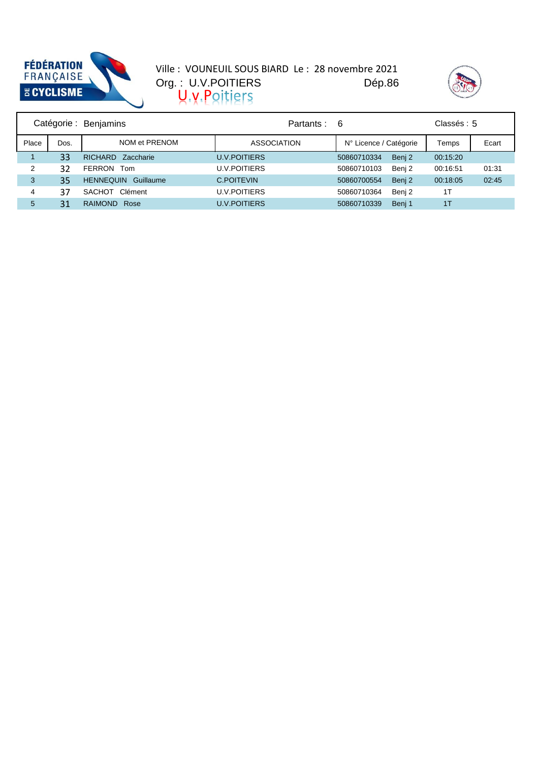Ville : VOUNEUIL SOUS BIARD Le : 28 novembre 2021

Org. : U.V.POITIERS Dép.86

U.v.Poitiers

| Catégorie : Benjamins | | | Partants : 6 | | | Classés : 5 |
|---|---|---|---|---|---|---|
| Place | Dos. | NOM et PRENOM | ASSOCIATION | N° Licence / Catégorie | Temps | Ecart |
| 1 | 33 | RICHARD Zaccharie | U.V.POITIERS | 50860710334 Benj 2 | 00:15:20 | |
| 2 | 32 | FERRON Tom | U.V.POITIERS | 50860710103 Benj 2 | 00:16:51 | 01:31 |
| 3 | 35 | HENNEQUIN Guillaume | C.POITEVIN | 50860700554 Benj 2 | 00:18:05 | 02:45 |
| 4 | 37 | SACHOT Clément | U.V.POITIERS | 50860710364 Benj 2 | 1T | |
| 5 | 31 | RAIMOND Rose | U.V.POITIERS | 50860710339 Benj 1 | 1T | |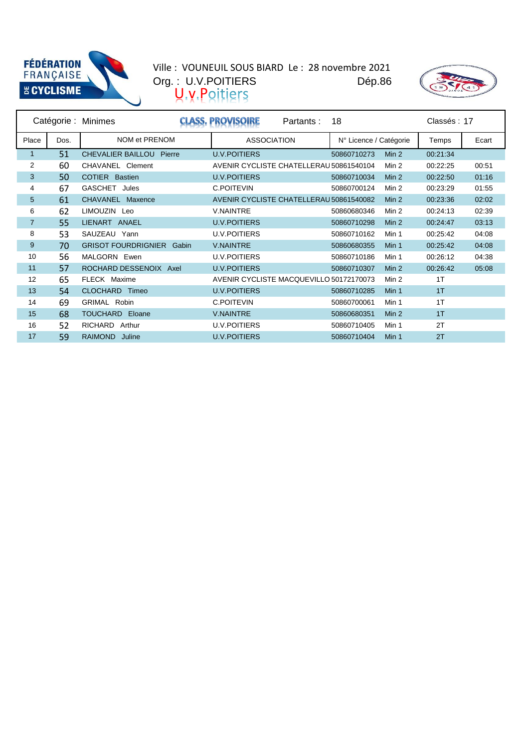FÉDÉRATION FRANÇAISE DE CYCLISME

Ville : VOUNEUIL SOUS BIARD Le : 28 novembre 2021
Org. : U.V.POITIERS Dép.86
U.v.Poitiers

| Catégorie : Minimes | | CLASS. PROVISOIRE | Partants : 18 | | | Classés : 17 | |
|---|---|---|---|---|---|---|---|
| Place | Dos. | NOM et PRENOM | ASSOCIATION | N° Licence / Catégorie | | Temps | Ecart |
| 1 | 51 | CHEVALIER BAILLOU Pierre | U.V.POITIERS | 50860710273 | Min 2 | 00:21:34 | |
| 2 | 60 | CHAVANEL Clement | AVENIR CYCLISTE CHATELLERAU | 50861540104 | Min 2 | 00:22:25 | 00:51 |
| 3 | 50 | COTIER Bastien | U.V.POITIERS | 50860710034 | Min 2 | 00:22:50 | 01:16 |
| 4 | 67 | GASCHET Jules | C.POITEVIN | 50860700124 | Min 2 | 00:23:29 | 01:55 |
| 5 | 61 | CHAVANEL Maxence | AVENIR CYCLISTE CHATELLERAU | 50861540082 | Min 2 | 00:23:36 | 02:02 |
| 6 | 62 | LIMOUZIN Leo | V.NAINTRE | 50860680346 | Min 2 | 00:24:13 | 02:39 |
| 7 | 55 | LIENART ANAEL | U.V.POITIERS | 50860710298 | Min 2 | 00:24:47 | 03:13 |
| 8 | 53 | SAUZEAU Yann | U.V.POITIERS | 50860710162 | Min 1 | 00:25:42 | 04:08 |
| 9 | 70 | GRISOT FOURDRIGNIER Gabin | V.NAINTRE | 50860680355 | Min 1 | 00:25:42 | 04:08 |
| 10 | 56 | MALGORN Ewen | U.V.POITIERS | 50860710186 | Min 1 | 00:26:12 | 04:38 |
| 11 | 57 | ROCHARD DESSENOIX Axel | U.V.POITIERS | 50860710307 | Min 2 | 00:26:42 | 05:08 |
| 12 | 65 | FLECK Maxime | AVENIR CYCLISTE MACQUEVILLO | 50172170073 | Min 2 | 1T | |
| 13 | 54 | CLOCHARD Timeo | U.V.POITIERS | 50860710285 | Min 1 | 1T | |
| 14 | 69 | GRIMAL Robin | C.POITEVIN | 50860700061 | Min 1 | 1T | |
| 15 | 68 | TOUCHARD Eloane | V.NAINTRE | 50860680351 | Min 2 | 1T | |
| 16 | 52 | RICHARD Arthur | U.V.POITIERS | 50860710405 | Min 1 | 2T | |
| 17 | 59 | RAIMOND Juline | U.V.POITIERS | 50860710404 | Min 1 | 2T | |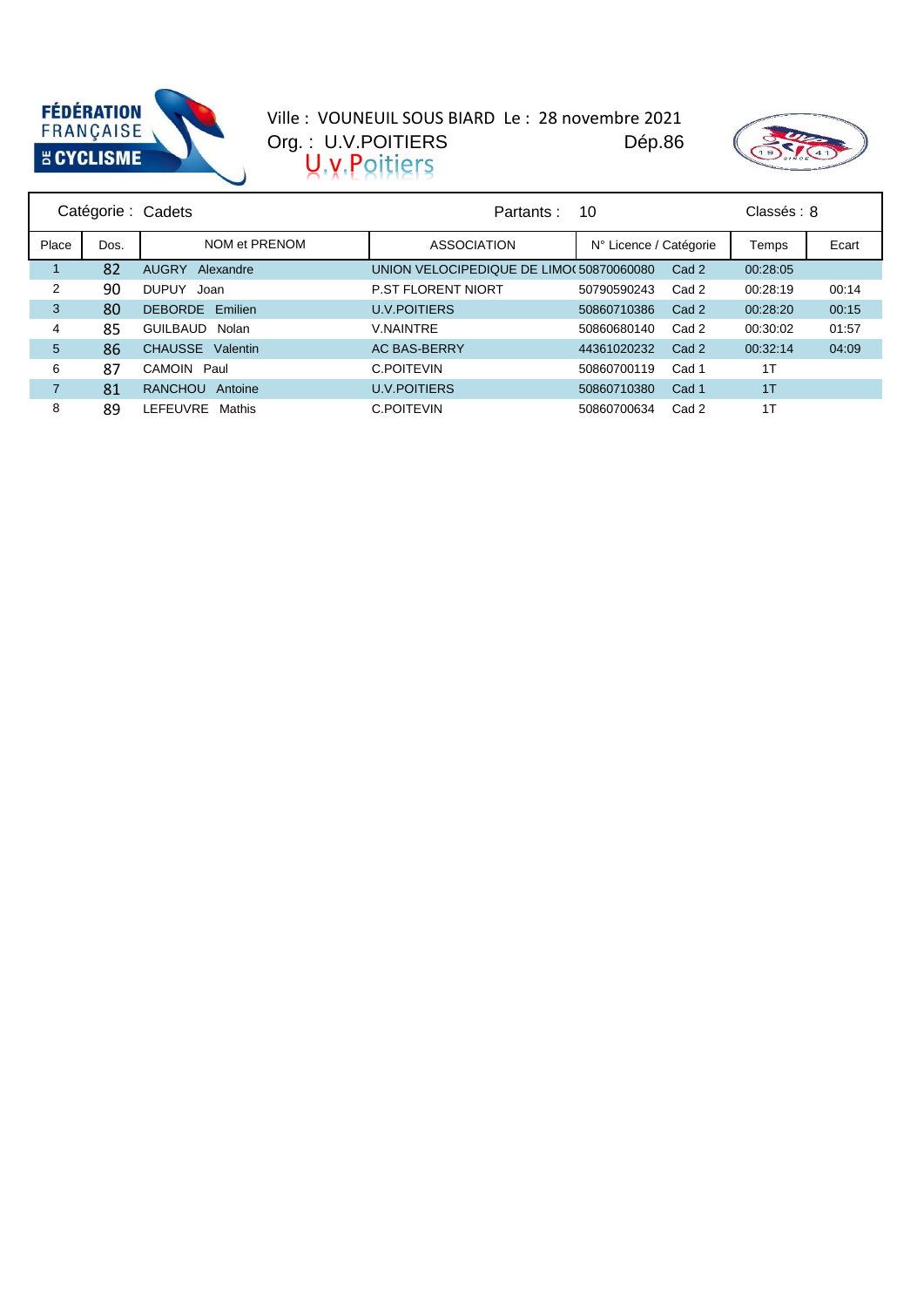FÉDÉRATION FRANÇAISE DE CYCLISME

Ville : VOUNEUIL SOUS BIARD Le : 28 novembre 2021
Org. : U.V.POITIERS Dép.86
U.v.Poitiers

| Catégorie : Cadets | | | Partants : 10 | | | Classés : 8 | |
|---|---|---|---|---|---|---|---|
| Place | Dos. | NOM et PRENOM | ASSOCIATION | N° Licence / Catégorie | | Temps | Ecart |
| 1 | 82 | AUGRY Alexandre | UNION VELOCIPEDIQUE DE LIMO( | 50870060080 | Cad 2 | 00:28:05 | |
| 2 | 90 | DUPUY Joan | P.ST FLORENT NIORT | 50790590243 | Cad 2 | 00:28:19 | 00:14 |
| 3 | 80 | DEBORDE Emilien | U.V.POITIERS | 50860710386 | Cad 2 | 00:28:20 | 00:15 |
| 4 | 85 | GUILBAUD Nolan | V.NAINTRE | 50860680140 | Cad 2 | 00:30:02 | 01:57 |
| 5 | 86 | CHAUSSE Valentin | AC BAS-BERRY | 44361020232 | Cad 2 | 00:32:14 | 04:09 |
| 6 | 87 | CAMOIN Paul | C.POITEVIN | 50860700119 | Cad 1 | 1T | |
| 7 | 81 | RANCHOU Antoine | U.V.POITIERS | 50860710380 | Cad 1 | 1T | |
| 8 | 89 | LEFEUVRE Mathis | C.POITEVIN | 50860700634 | Cad 2 | 1T | |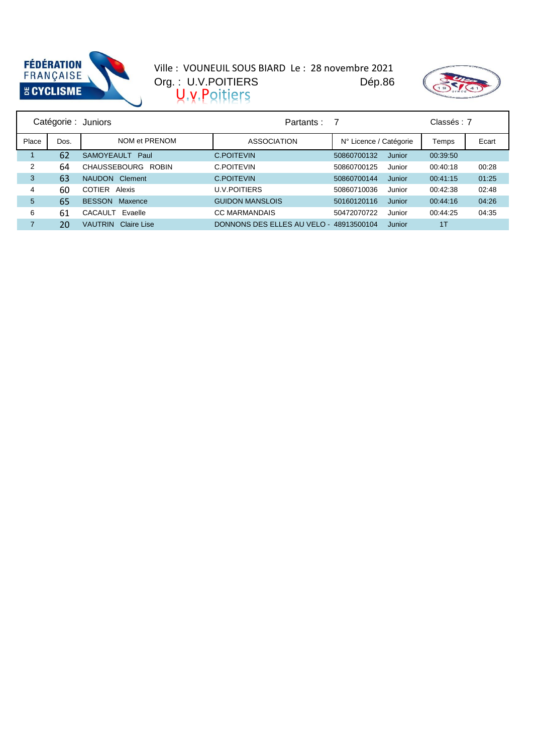FÉDÉRATION FRANÇAISE DE CYCLISME

Ville : VOUNEUIL SOUS BIARD Le : 28 novembre 2021
Org. : U.V.POITIERS Dép.86
U.v.Poitiers

| Catégorie : Juniors | | | Partants : 7 | | | Classés : 7 |
|---|---|---|---|---|---|---|
| Place | Dos. | NOM et PRENOM | ASSOCIATION | N° Licence / Catégorie | Temps | Ecart |
| 1 | 62 | SAMOYEAULT Paul | C.POITEVIN | 50860700132 Junior | 00:39:50 | |
| 2 | 64 | CHAUSSEBOURG ROBIN | C.POITEVIN | 50860700125 Junior | 00:40:18 | 00:28 |
| 3 | 63 | NAUDON Clement | C.POITEVIN | 50860700144 Junior | 00:41:15 | 01:25 |
| 4 | 60 | COTIER Alexis | U.V.POITIERS | 50860710036 Junior | 00:42:38 | 02:48 |
| 5 | 65 | BESSON Maxence | GUIDON MANSLOIS | 50160120116 Junior | 00:44:16 | 04:26 |
| 6 | 61 | CACAULT Evaelle | CC MARMANDAIS | 50472070722 Junior | 00:44:25 | 04:35 |
| 7 | 20 | VAUTRIN Claire Lise | DONNONS DES ELLES AU VELO - | 48913500104 Junior | 1T | |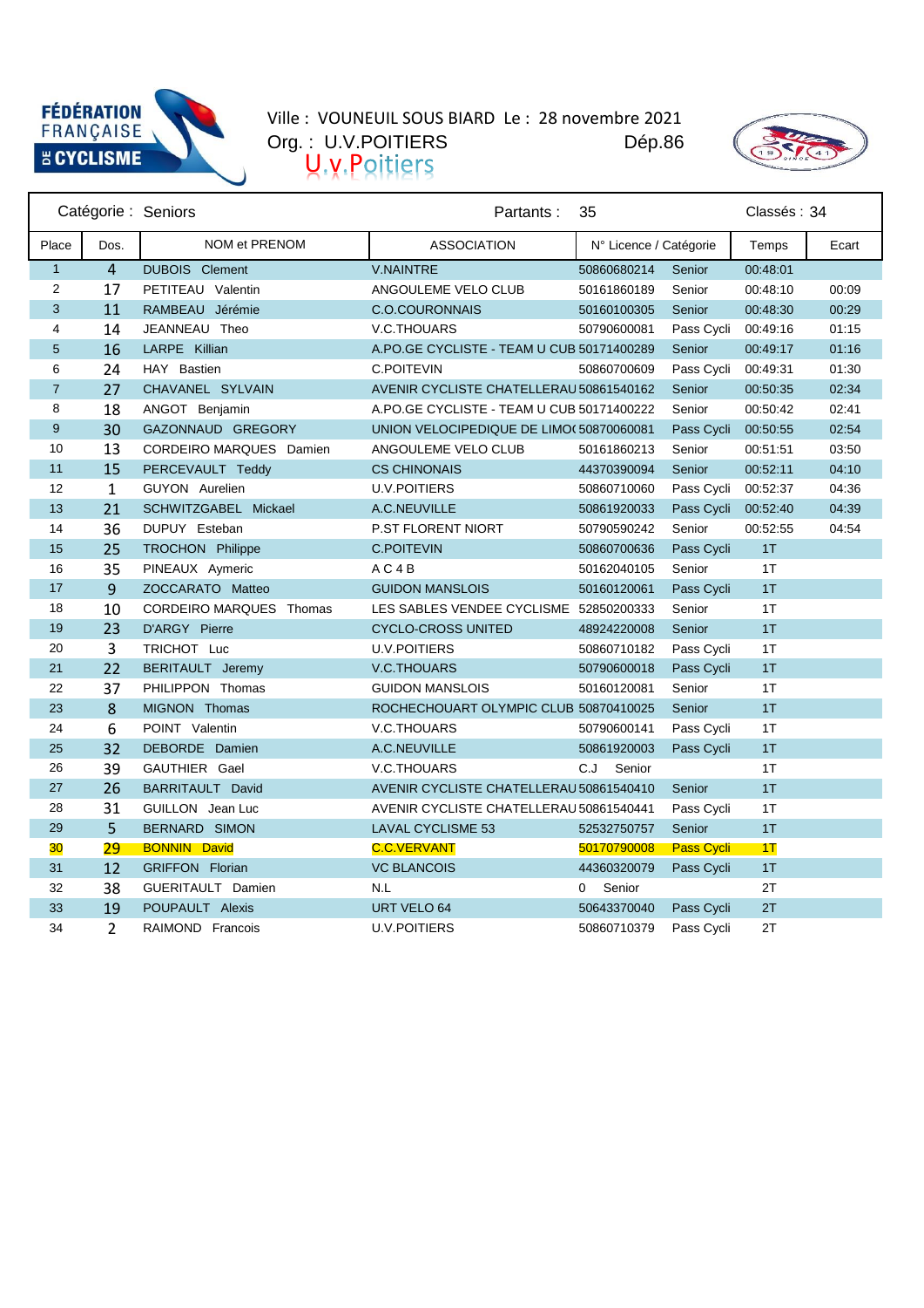FÉDÉRATION FRANÇAISE DE CYCLISME

Ville : VOUNEUIL SOUS BIARD Le : 28 novembre 2021

Org. : U.V.POITIERS Dép.86

U.v.Poitiers

| Catégorie : Seniors | | | Partants : | 35 | | Classés : 34 | |
|---|---|---|---|---|---|---|---|
| Place | Dos. | NOM et PRENOM | ASSOCIATION | N° Licence / Catégorie | | Temps | Ecart |
| 1 | 4 | DUBOIS Clement | V.NAINTRE | 50860680214 | Senior | 00:48:01 | |
| 2 | 17 | PETITEAU Valentin | ANGOULEME VELO CLUB | 50161860189 | Senior | 00:48:10 | 00:09 |
| 3 | 11 | RAMBEAU Jérémie | C.O.COURONNAIS | 50160100305 | Senior | 00:48:30 | 00:29 |
| 4 | 14 | JEANNEAU Theo | V.C.THOUARS | 50790600081 | Pass Cycli | 00:49:16 | 01:15 |
| 5 | 16 | LARPE Killian | A.PO.GE CYCLISTE - TEAM U CUB | 50171400289 | Senior | 00:49:17 | 01:16 |
| 6 | 24 | HAY Bastien | C.POITEVIN | 50860700609 | Pass Cycli | 00:49:31 | 01:30 |
| 7 | 27 | CHAVANEL SYLVAIN | AVENIR CYCLISTE CHATELLERAU | 50861540162 | Senior | 00:50:35 | 02:34 |
| 8 | 18 | ANGOT Benjamin | A.PO.GE CYCLISTE - TEAM U CUB | 50171400222 | Senior | 00:50:42 | 02:41 |
| 9 | 30 | GAZONNAUD GREGORY | UNION VELOCIPEDIQUE DE LIMO( | 50870060081 | Pass Cycli | 00:50:55 | 02:54 |
| 10 | 13 | CORDEIRO MARQUES Damien | ANGOULEME VELO CLUB | 50161860213 | Senior | 00:51:51 | 03:50 |
| 11 | 15 | PERCEVAULT Teddy | CS CHINONAIS | 44370390094 | Senior | 00:52:11 | 04:10 |
| 12 | 1 | GUYON Aurelien | U.V.POITIERS | 50860710060 | Pass Cycli | 00:52:37 | 04:36 |
| 13 | 21 | SCHWITZGABEL Mickael | A.C.NEUVILLE | 50861920033 | Pass Cycli | 00:52:40 | 04:39 |
| 14 | 36 | DUPUY Esteban | P.ST FLORENT NIORT | 50790590242 | Senior | 00:52:55 | 04:54 |
| 15 | 25 | TROCHON Philippe | C.POITEVIN | 50860700636 | Pass Cycli | 1T | |
| 16 | 35 | PINEAUX Aymeric | A C 4 B | 50162040105 | Senior | 1T | |
| 17 | 9 | ZOCCARATO Matteo | GUIDON MANSLOIS | 50160120061 | Pass Cycli | 1T | |
| 18 | 10 | CORDEIRO MARQUES Thomas | LES SABLES VENDEE CYCLISME | 52850200333 | Senior | 1T | |
| 19 | 23 | D'ARGY Pierre | CYCLO-CROSS UNITED | 48924220008 | Senior | 1T | |
| 20 | 3 | TRICHOT Luc | U.V.POITIERS | 50860710182 | Pass Cycli | 1T | |
| 21 | 22 | BERITAULT Jeremy | V.C.THOUARS | 50790600018 | Pass Cycli | 1T | |
| 22 | 37 | PHILIPPON Thomas | GUIDON MANSLOIS | 50160120081 | Senior | 1T | |
| 23 | 8 | MIGNON Thomas | ROCHECHOUART OLYMPIC CLUB | 50870410025 | Senior | 1T | |
| 24 | 6 | POINT Valentin | V.C.THOUARS | 50790600141 | Pass Cycli | 1T | |
| 25 | 32 | DEBORDE Damien | A.C.NEUVILLE | 50861920003 | Pass Cycli | 1T | |
| 26 | 39 | GAUTHIER Gael | V.C.THOUARS | C.J | Senior | 1T | |
| 27 | 26 | BARRITAULT David | AVENIR CYCLISTE CHATELLERAU | 50861540410 | Senior | 1T | |
| 28 | 31 | GUILLON Jean Luc | AVENIR CYCLISTE CHATELLERAU | 50861540441 | Pass Cycli | 1T | |
| 29 | 5 | BERNARD SIMON | LAVAL CYCLISME 53 | 52532750757 | Senior | 1T | |
| 30 | 29 | BONNIN David | C.C.VERVANT | 50170790008 | Pass Cycli | 1T | |
| 31 | 12 | GRIFFON Florian | VC BLANCOIS | 44360320079 | Pass Cycli | 1T | |
| 32 | 38 | GUERITAULT Damien | N.L | 0 | Senior | 2T | |
| 33 | 19 | POUPAULT Alexis | URT VELO 64 | 50643370040 | Pass Cycli | 2T | |
| 34 | 2 | RAIMOND Francois | U.V.POITIERS | 50860710379 | Pass Cycli | 2T | |